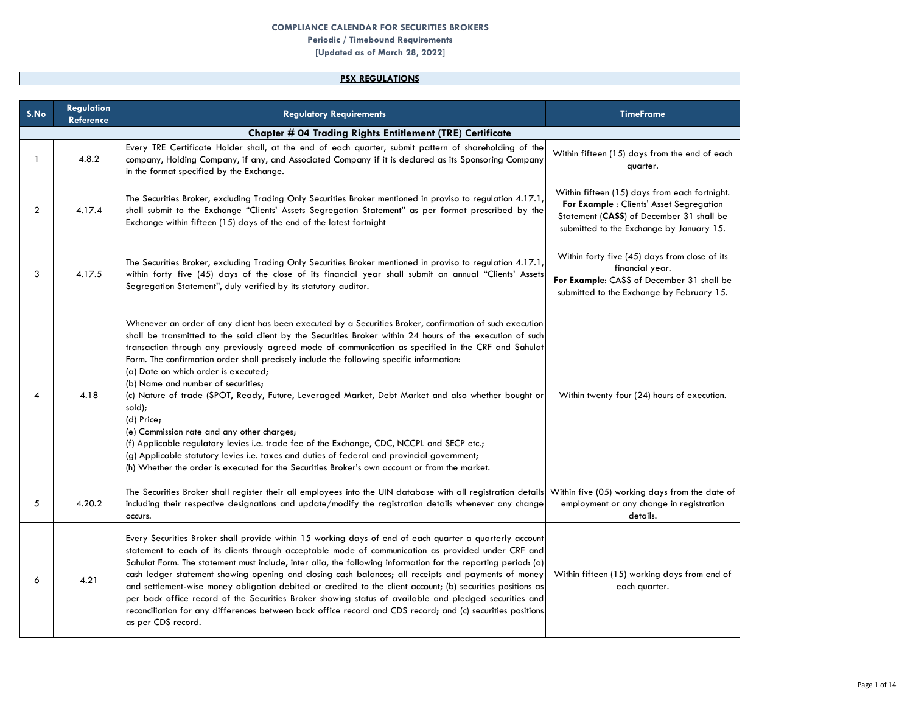# COMPLIANCE CALENDAR FOR SECURITIES BROKERS

**Periodic / Timebound Requirements**

**[Updated as of March 28, 2022]**

## PSX REGULATIONS

| S.No | Regulation Reference | Regulatory Requirements | TimeFrame |
|---|---|---|---|
| **Chapter # 04 Trading Rights Entitlement (TRE) Certificate** | | | |
| 1 | 4.8.2 | Every TRE Certificate Holder shall, at the end of each quarter, submit pattern of shareholding of the company, Holding Company, if any, and Associated Company if it is declared as its Sponsoring Company in the format specified by the Exchange. | Within fifteen (15) days from the end of each quarter. |
| 2 | 4.17.4 | The Securities Broker, excluding Trading Only Securities Broker mentioned in proviso to regulation 4.17.1, shall submit to the Exchange "Clients' Assets Segregation Statement" as per format prescribed by the Exchange within fifteen (15) days of the end of the latest fortnight | Within fifteen (15) days from each fortnight. **For Example** : Clients' Asset Segregation Statement (**CASS**) of December 31 shall be submitted to the Exchange by January 15. |
| 3 | 4.17.5 | The Securities Broker, excluding Trading Only Securities Broker mentioned in proviso to regulation 4.17.1, within forty five (45) days of the close of its financial year shall submit an annual "Clients' Assets Segregation Statement", duly verified by its statutory auditor. | Within forty five (45) days from close of its financial year. **For Example**: CASS of December 31 shall be submitted to the Exchange by February 15. |
| 4 | 4.18 | Whenever an order of any client has been executed by a Securities Broker, confirmation of such execution shall be transmitted to the said client by the Securities Broker within 24 hours of the execution of such transaction through any previously agreed mode of communication as specified in the CRF and Sahulat Form. The confirmation order shall precisely include the following specific information:<br>(a) Date on which order is executed;<br>(b) Name and number of securities;<br>(c) Nature of trade (SPOT, Ready, Future, Leveraged Market, Debt Market and also whether bought or sold);<br>(d) Price;<br>(e) Commission rate and any other charges;<br>(f) Applicable regulatory levies i.e. trade fee of the Exchange, CDC, NCCPL and SECP etc.;<br>(g) Applicable statutory levies i.e. taxes and duties of federal and provincial government;<br>(h) Whether the order is executed for the Securities Broker's own account or from the market. | Within twenty four (24) hours of execution. |
| 5 | 4.20.2 | The Securities Broker shall register their all employees into the UIN database with all registration details including their respective designations and update/modify the registration details whenever any change occurs. | Within five (05) working days from the date of employment or any change in registration details. |
| 6 | 4.21 | Every Securities Broker shall provide within 15 working days of end of each quarter a quarterly account statement to each of its clients through acceptable mode of communication as provided under CRF and Sahulat Form. The statement must include, inter alia, the following information for the reporting period: (a) cash ledger statement showing opening and closing cash balances; all receipts and payments of money and settlement-wise money obligation debited or credited to the client account; (b) securities positions as per back office record of the Securities Broker showing status of available and pledged securities and reconciliation for any differences between back office record and CDS record; and (c) securities positions as per CDS record. | Within fifteen (15) working days from end of each quarter. |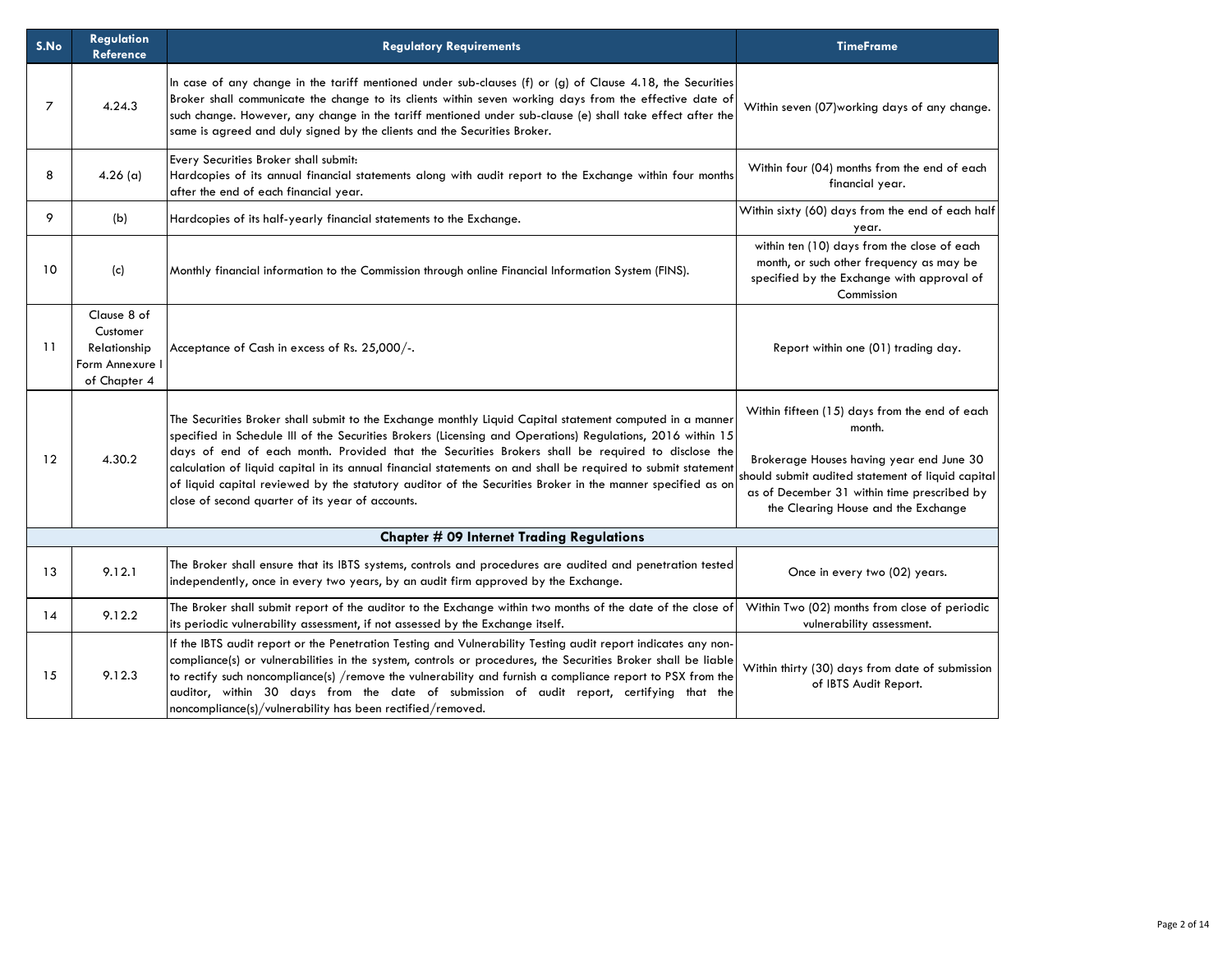| S.No | Regulation Reference | Regulatory Requirements | TimeFrame |
|---|---|---|---|
| 7 | 4.24.3 | In case of any change in the tariff mentioned under sub-clauses (f) or (g) of Clause 4.18, the Securities Broker shall communicate the change to its clients within seven working days from the effective date of such change. However, any change in the tariff mentioned under sub-clause (e) shall take effect after the same is agreed and duly signed by the clients and the Securities Broker. | Within seven (07)working days of any change. |
| 8 | 4.26 (a) | Every Securities Broker shall submit:<br>Hardcopies of its annual financial statements along with audit report to the Exchange within four months after the end of each financial year. | Within four (04) months from the end of each financial year. |
| 9 | (b) | Hardcopies of its half-yearly financial statements to the Exchange. | Within sixty (60) days from the end of each half year. |
| 10 | (c) | Monthly financial information to the Commission through online Financial Information System (FINS). | within ten (10) days from the close of each month, or such other frequency as may be specified by the Exchange with approval of Commission |
| 11 | Clause 8 of Customer Relationship Form Annexure I of Chapter 4 | Acceptance of Cash in excess of Rs. 25,000/-. | Report within one (01) trading day. |
| 12 | 4.30.2 | The Securities Broker shall submit to the Exchange monthly Liquid Capital statement computed in a manner specified in Schedule III of the Securities Brokers (Licensing and Operations) Regulations, 2016 within 15 days of end of each month. Provided that the Securities Brokers shall be required to disclose the calculation of liquid capital in its annual financial statements on and shall be required to submit statement of liquid capital reviewed by the statutory auditor of the Securities Broker in the manner specified as on close of second quarter of its year of accounts. | Within fifteen (15) days from the end of each month.<br><br>Brokerage Houses having year end June 30 should submit audited statement of liquid capital as of December 31 within time prescribed by the Clearing House and the Exchange |
| | | **Chapter # 09 Internet Trading Regulations** | |
| 13 | 9.12.1 | The Broker shall ensure that its IBTS systems, controls and procedures are audited and penetration tested independently, once in every two years, by an audit firm approved by the Exchange. | Once in every two (02) years. |
| 14 | 9.12.2 | The Broker shall submit report of the auditor to the Exchange within two months of the date of the close of its periodic vulnerability assessment, if not assessed by the Exchange itself. | Within Two (02) months from close of periodic vulnerability assessment. |
| 15 | 9.12.3 | If the IBTS audit report or the Penetration Testing and Vulnerability Testing audit report indicates any non-compliance(s) or vulnerabilities in the system, controls or procedures, the Securities Broker shall be liable to rectify such noncompliance(s) /remove the vulnerability and furnish a compliance report to PSX from the auditor, within 30 days from the date of submission of audit report, certifying that the noncompliance(s)/vulnerability has been rectified/removed. | Within thirty (30) days from date of submission of IBTS Audit Report. |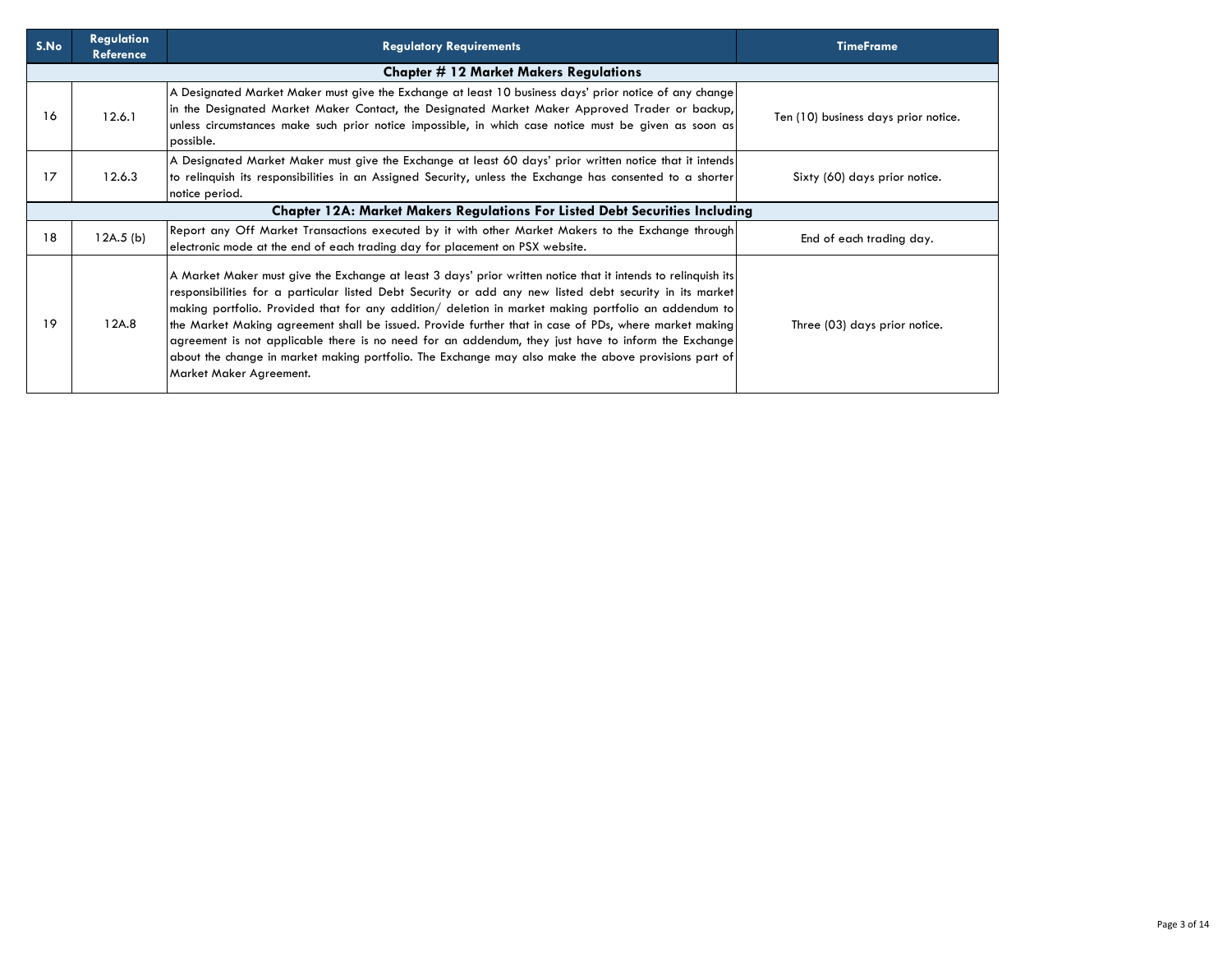| S.No | Regulation Reference | Regulatory Requirements | TimeFrame |
|---|---|---|---|
| **Chapter # 12 Market Makers Regulations** | | | |
| 16 | 12.6.1 | A Designated Market Maker must give the Exchange at least 10 business days' prior notice of any change in the Designated Market Maker Contact, the Designated Market Maker Approved Trader or backup, unless circumstances make such prior notice impossible, in which case notice must be given as soon as possible. | Ten (10) business days prior notice. |
| 17 | 12.6.3 | A Designated Market Maker must give the Exchange at least 60 days' prior written notice that it intends to relinquish its responsibilities in an Assigned Security, unless the Exchange has consented to a shorter notice period. | Sixty (60) days prior notice. |
| **Chapter 12A: Market Makers Regulations For Listed Debt Securities Including** | | | |
| 18 | 12A.5 (b) | Report any Off Market Transactions executed by it with other Market Makers to the Exchange through electronic mode at the end of each trading day for placement on PSX website. | End of each trading day. |
| 19 | 12A.8 | A Market Maker must give the Exchange at least 3 days' prior written notice that it intends to relinquish its responsibilities for a particular listed Debt Security or add any new listed debt security in its market making portfolio. Provided that for any addition/ deletion in market making portfolio an addendum to the Market Making agreement shall be issued. Provide further that in case of PDs, where market making agreement is not applicable there is no need for an addendum, they just have to inform the Exchange about the change in market making portfolio. The Exchange may also make the above provisions part of Market Maker Agreement. | Three (03) days prior notice. |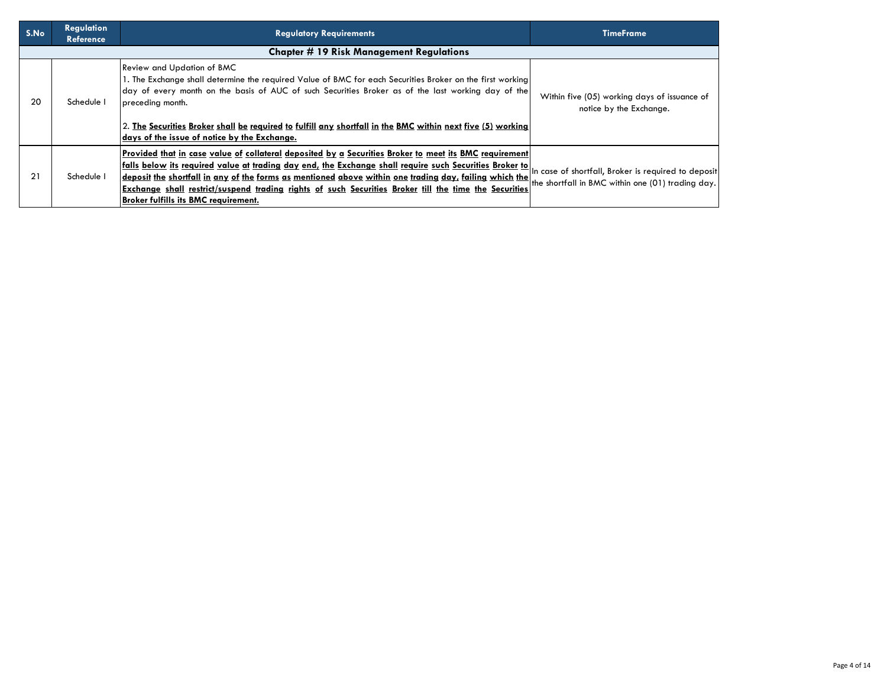| S.No | Regulation Reference | Regulatory Requirements | TimeFrame |
|---|---|---|---|
| **Chapter # 19 Risk Management Regulations** | | | |
| 20 | Schedule I | Review and Updation of BMC<br>1. The Exchange shall determine the required Value of BMC for each Securities Broker on the first working day of every month on the basis of AUC of such Securities Broker as of the last working day of the preceding month.<br><br>2. **The Securities Broker shall be required to fulfill any shortfall in the BMC within next five (5) working days of the issue of notice by the Exchange.** | Within five (05) working days of issuance of notice by the Exchange. |
| 21 | Schedule I | **Provided that in case value of collateral deposited by a Securities Broker to meet its BMC requirement falls below its required value at trading day end, the Exchange shall require such Securities Broker to deposit the shortfall in any of the forms as mentioned above within one trading day, failing which the Exchange shall restrict/suspend trading rights of such Securities Broker till the time the Securities Broker fulfills its BMC requirement.** | In case of shortfall, Broker is required to deposit the shortfall in BMC within one (01) trading day. |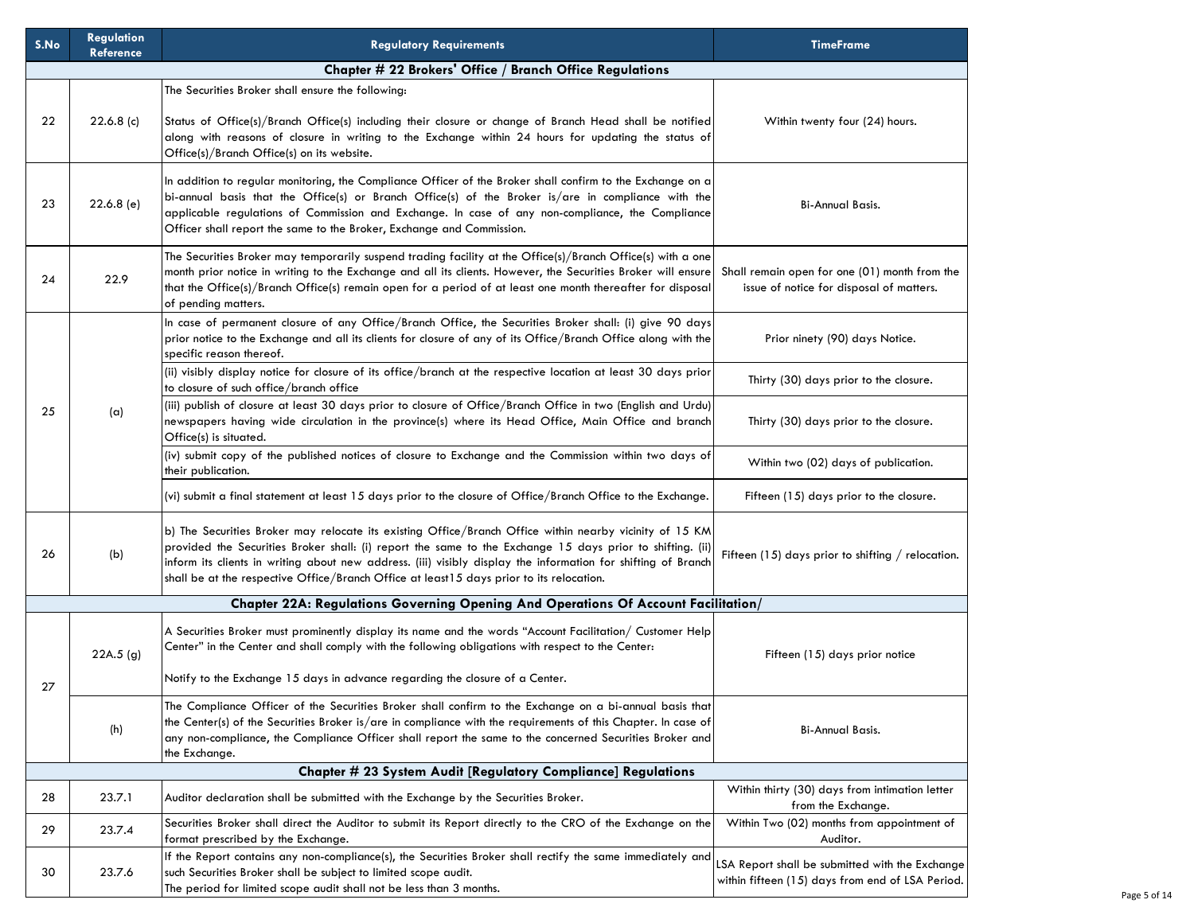| S.No | Regulation Reference | Regulatory Requirements | TimeFrame |
|---|---|---|---|
| | | **Chapter # 22 Brokers' Office / Branch Office Regulations** | |
| 22 | 22.6.8 (c) | The Securities Broker shall ensure the following:<br><br>Status of Office(s)/Branch Office(s) including their closure or change of Branch Head shall be notified along with reasons of closure in writing to the Exchange within 24 hours for updating the status of Office(s)/Branch Office(s) on its website. | Within twenty four (24) hours. |
| 23 | 22.6.8 (e) | In addition to regular monitoring, the Compliance Officer of the Broker shall confirm to the Exchange on a bi-annual basis that the Office(s) or Branch Office(s) of the Broker is/are in compliance with the applicable regulations of Commission and Exchange. In case of any non-compliance, the Compliance Officer shall report the same to the Broker, Exchange and Commission. | Bi-Annual Basis. |
| 24 | 22.9 | The Securities Broker may temporarily suspend trading facility at the Office(s)/Branch Office(s) with a one month prior notice in writing to the Exchange and all its clients. However, the Securities Broker will ensure that the Office(s)/Branch Office(s) remain open for a period of at least one month thereafter for disposal of pending matters. | Shall remain open for one (01) month from the issue of notice for disposal of matters. |
| 25 | (a) | In case of permanent closure of any Office/Branch Office, the Securities Broker shall: (i) give 90 days prior notice to the Exchange and all its clients for closure of any of its Office/Branch Office along with the specific reason thereof. | Prior ninety (90) days Notice. |
| | | (ii) visibly display notice for closure of its office/branch at the respective location at least 30 days prior to closure of such office/branch office | Thirty (30) days prior to the closure. |
| | | (iii) publish of closure at least 30 days prior to closure of Office/Branch Office in two (English and Urdu) newspapers having wide circulation in the province(s) where its Head Office, Main Office and branch Office(s) is situated. | Thirty (30) days prior to the closure. |
| | | (iv) submit copy of the published notices of closure to Exchange and the Commission within two days of their publication. | Within two (02) days of publication. |
| | | (vi) submit a final statement at least 15 days prior to the closure of Office/Branch Office to the Exchange. | Fifteen (15) days prior to the closure. |
| 26 | (b) | b) The Securities Broker may relocate its existing Office/Branch Office within nearby vicinity of 15 KM provided the Securities Broker shall: (i) report the same to the Exchange 15 days prior to shifting. (ii) inform its clients in writing about new address. (iii) visibly display the information for shifting of Branch shall be at the respective Office/Branch Office at least15 days prior to its relocation. | Fifteen (15) days prior to shifting / relocation. |
| | | **Chapter 22A: Regulations Governing Opening And Operations Of Account Facilitation/** | |
| 27 | 22A.5 (g) | A Securities Broker must prominently display its name and the words "Account Facilitation/ Customer Help Center" in the Center and shall comply with the following obligations with respect to the Center:<br><br>Notify to the Exchange 15 days in advance regarding the closure of a Center. | Fifteen (15) days prior notice |
| | (h) | The Compliance Officer of the Securities Broker shall confirm to the Exchange on a bi-annual basis that the Center(s) of the Securities Broker is/are in compliance with the requirements of this Chapter. In case of any non-compliance, the Compliance Officer shall report the same to the concerned Securities Broker and the Exchange. | Bi-Annual Basis. |
| | | **Chapter # 23 System Audit [Regulatory Compliance] Regulations** | |
| 28 | 23.7.1 | Auditor declaration shall be submitted with the Exchange by the Securities Broker. | Within thirty (30) days from intimation letter from the Exchange. |
| 29 | 23.7.4 | Securities Broker shall direct the Auditor to submit its Report directly to the CRO of the Exchange on the format prescribed by the Exchange. | Within Two (02) months from appointment of Auditor. |
| 30 | 23.7.6 | If the Report contains any non-compliance(s), the Securities Broker shall rectify the same immediately and such Securities Broker shall be subject to limited scope audit.<br>The period for limited scope audit shall not be less than 3 months. | LSA Report shall be submitted with the Exchange within fifteen (15) days from end of LSA Period. |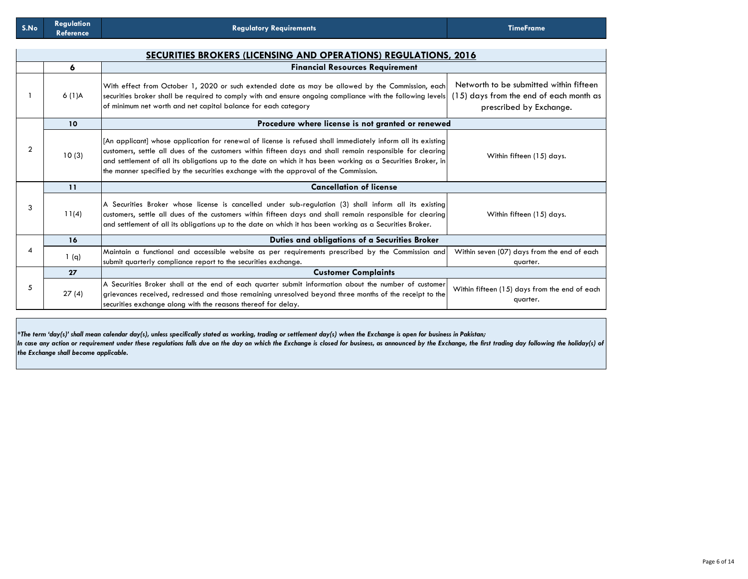| S.No | Regulation Reference | Regulatory Requirements | TimeFrame |
|---|---|---|---|
| | | **SECURITIES BROKERS (LICENSING AND OPERATIONS) REGULATIONS, 2016** | |
| | **6** | **Financial Resources Requirement** | |
| 1 | 6 (1)A | With effect from October 1, 2020 or such extended date as may be allowed by the Commission, each securities broker shall be required to comply with and ensure ongoing compliance with the following levels of minimum net worth and net capital balance for each category | Networth to be submitted within fifteen (15) days from the end of each month as prescribed by Exchange. |
| 2 | **10** | **Procedure where license is not granted or renewed** | |
| | 10 (3) | [An applicant] whose application for renewal of license is refused shall immediately inform all its existing customers, settle all dues of the customers within fifteen days and shall remain responsible for clearing and settlement of all its obligations up to the date on which it has been working as a Securities Broker, in the manner specified by the securities exchange with the approval of the Commission. | Within fifteen (15) days. |
| 3 | **11** | **Cancellation of license** | |
| | 11(4) | A Securities Broker whose license is cancelled under sub-regulation (3) shall inform all its existing customers, settle all dues of the customers within fifteen days and shall remain responsible for clearing and settlement of all its obligations up to the date on which it has been working as a Securities Broker. | Within fifteen (15) days. |
| 4 | **16** | **Duties and obligations of a Securities Broker** | |
| | 1 (q) | Maintain a functional and accessible website as per requirements prescribed by the Commission and submit quarterly compliance report to the securities exchange. | Within seven (07) days from the end of each quarter. |
| 5 | **27** | **Customer Complaints** | |
| | 27 (4) | A Securities Broker shall at the end of each quarter submit information about the number of customer grievances received, redressed and those remaining unresolved beyond three months of the receipt to the securities exchange along with the reasons thereof for delay. | Within fifteen (15) days from the end of each quarter. |

****The term 'day(s)' shall mean calendar day(s), unless specifically stated as working, trading or settlement day(s) when the Exchange is open for business in Pakistan;***
***In case any action or requirement under these regulations falls due on the day on which the Exchange is closed for business, as announced by the Exchange, the first trading day following the holiday(s) of the Exchange shall become applicable.***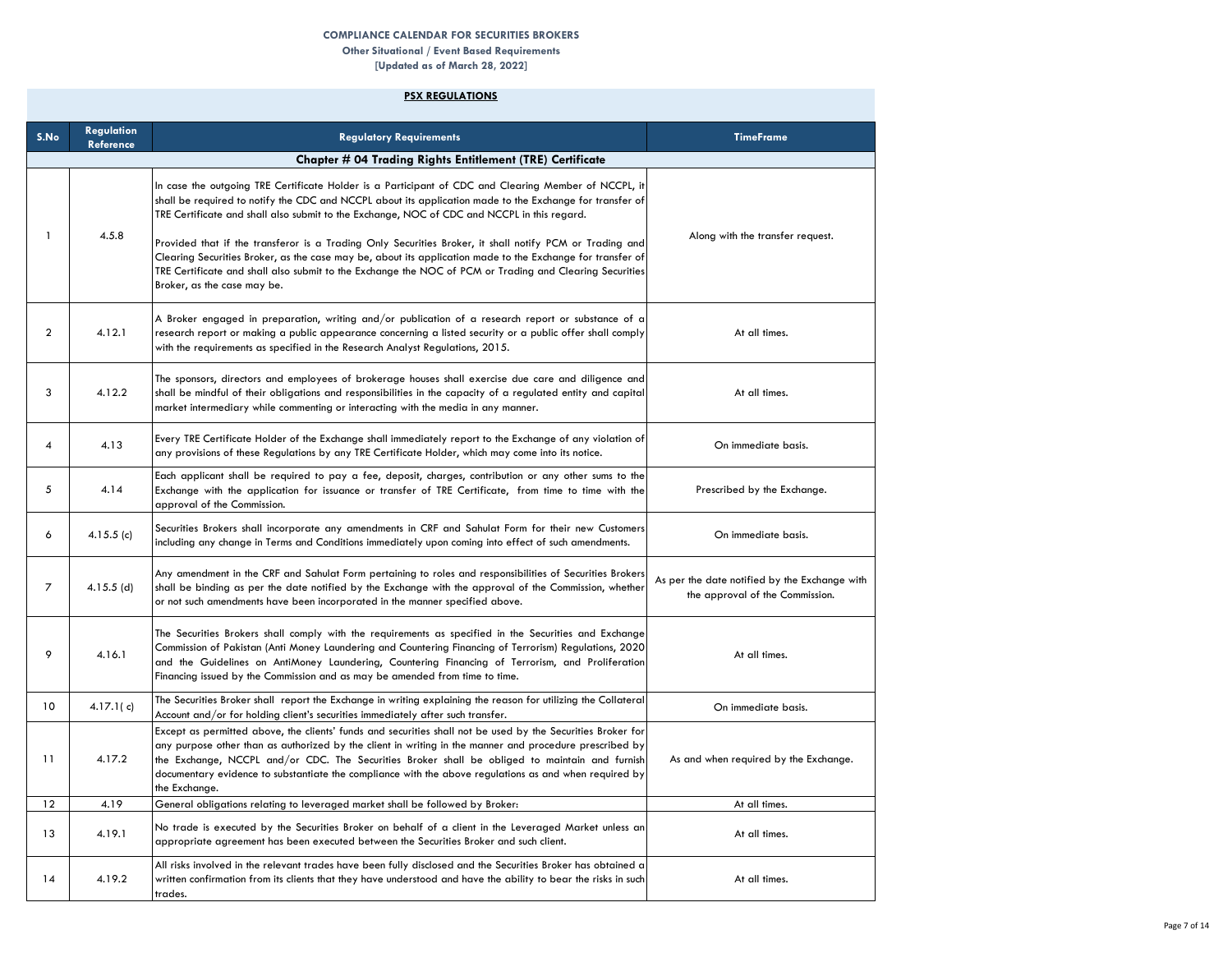**COMPLIANCE CALENDAR FOR SECURITIES BROKERS**

**Other Situational / Event Based Requirements**

**[Updated as of March 28, 2022]**

## PSX REGULATIONS

| S.No | Regulation Reference | Regulatory Requirements | TimeFrame |
|---|---|---|---|
| | | **Chapter # 04 Trading Rights Entitlement (TRE) Certificate** | |
| 1 | 4.5.8 | In case the outgoing TRE Certificate Holder is a Participant of CDC and Clearing Member of NCCPL, it shall be required to notify the CDC and NCCPL about its application made to the Exchange for transfer of TRE Certificate and shall also submit to the Exchange, NOC of CDC and NCCPL in this regard.<br><br>Provided that if the transferor is a Trading Only Securities Broker, it shall notify PCM or Trading and Clearing Securities Broker, as the case may be, about its application made to the Exchange for transfer of TRE Certificate and shall also submit to the Exchange the NOC of PCM or Trading and Clearing Securities Broker, as the case may be. | Along with the transfer request. |
| 2 | 4.12.1 | A Broker engaged in preparation, writing and/or publication of a research report or substance of a research report or making a public appearance concerning a listed security or a public offer shall comply with the requirements as specified in the Research Analyst Regulations, 2015. | At all times. |
| 3 | 4.12.2 | The sponsors, directors and employees of brokerage houses shall exercise due care and diligence and shall be mindful of their obligations and responsibilities in the capacity of a regulated entity and capital market intermediary while commenting or interacting with the media in any manner. | At all times. |
| 4 | 4.13 | Every TRE Certificate Holder of the Exchange shall immediately report to the Exchange of any violation of any provisions of these Regulations by any TRE Certificate Holder, which may come into its notice. | On immediate basis. |
| 5 | 4.14 | Each applicant shall be required to pay a fee, deposit, charges, contribution or any other sums to the Exchange with the application for issuance or transfer of TRE Certificate, from time to time with the approval of the Commission. | Prescribed by the Exchange. |
| 6 | 4.15.5 (c) | Securities Brokers shall incorporate any amendments in CRF and Sahulat Form for their new Customers including any change in Terms and Conditions immediately upon coming into effect of such amendments. | On immediate basis. |
| 7 | 4.15.5 (d) | Any amendment in the CRF and Sahulat Form pertaining to roles and responsibilities of Securities Brokers shall be binding as per the date notified by the Exchange with the approval of the Commission, whether or not such amendments have been incorporated in the manner specified above. | As per the date notified by the Exchange with the approval of the Commission. |
| 9 | 4.16.1 | The Securities Brokers shall comply with the requirements as specified in the Securities and Exchange Commission of Pakistan (Anti Money Laundering and Countering Financing of Terrorism) Regulations, 2020 and the Guidelines on AntiMoney Laundering, Countering Financing of Terrorism, and Proliferation Financing issued by the Commission and as may be amended from time to time. | At all times. |
| 10 | 4.17.1( c) | The Securities Broker shall report the Exchange in writing explaining the reason for utilizing the Collateral Account and/or for holding client's securities immediately after such transfer. | On immediate basis. |
| 11 | 4.17.2 | Except as permitted above, the clients' funds and securities shall not be used by the Securities Broker for any purpose other than as authorized by the client in writing in the manner and procedure prescribed by the Exchange, NCCPL and/or CDC. The Securities Broker shall be obliged to maintain and furnish documentary evidence to substantiate the compliance with the above regulations as and when required by the Exchange. | As and when required by the Exchange. |
| 12 | 4.19 | General obligations relating to leveraged market shall be followed by Broker: | At all times. |
| 13 | 4.19.1 | No trade is executed by the Securities Broker on behalf of a client in the Leveraged Market unless an appropriate agreement has been executed between the Securities Broker and such client. | At all times. |
| 14 | 4.19.2 | All risks involved in the relevant trades have been fully disclosed and the Securities Broker has obtained a written confirmation from its clients that they have understood and have the ability to bear the risks in such trades. | At all times. |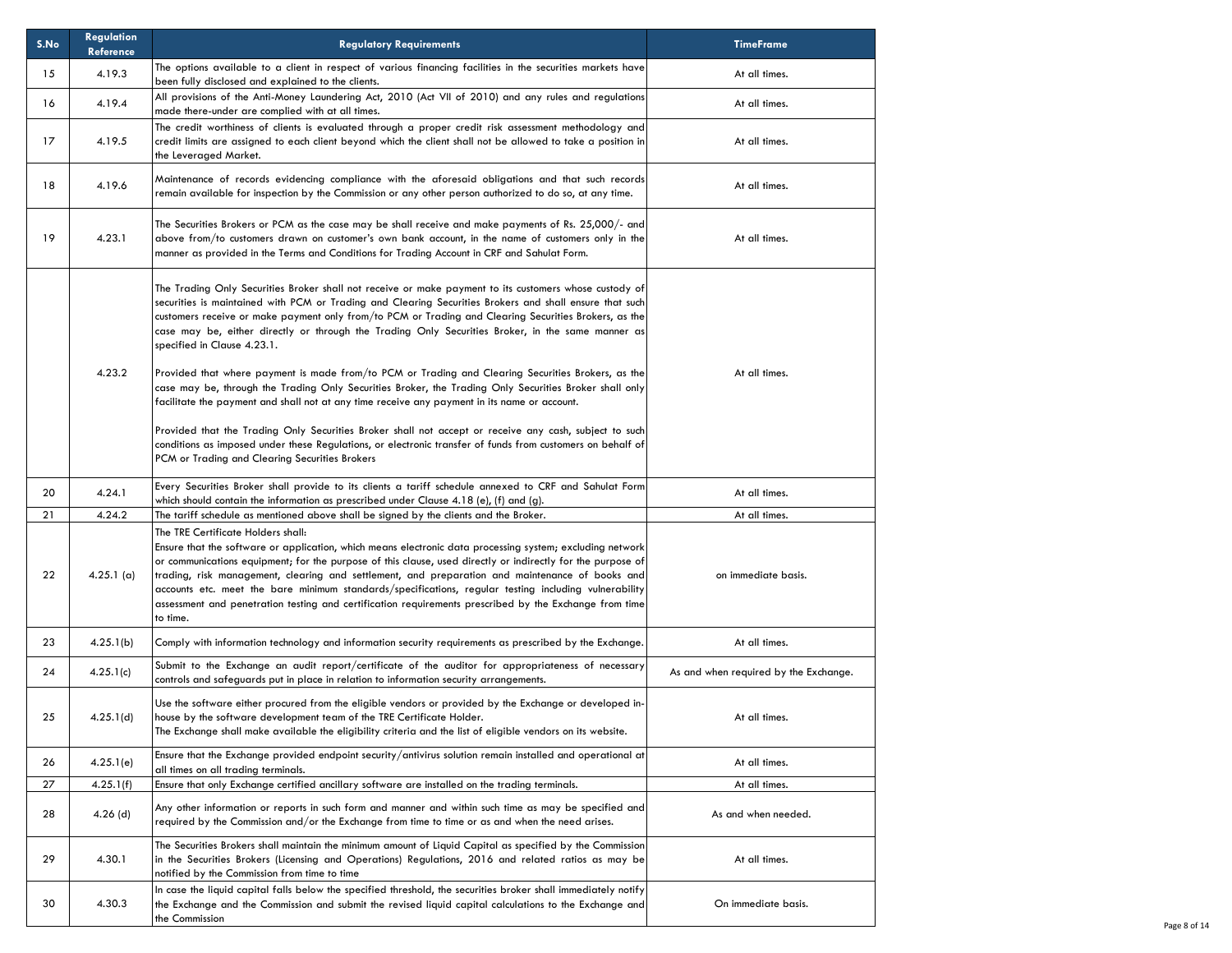| S.No | Regulation Reference | Regulatory Requirements | TimeFrame |
|---|---|---|---|
| 15 | 4.19.3 | The options available to a client in respect of various financing facilities in the securities markets have been fully disclosed and explained to the clients. | At all times. |
| 16 | 4.19.4 | All provisions of the Anti-Money Laundering Act, 2010 (Act VII of 2010) and any rules and regulations made there-under are complied with at all times. | At all times. |
| 17 | 4.19.5 | The credit worthiness of clients is evaluated through a proper credit risk assessment methodology and credit limits are assigned to each client beyond which the client shall not be allowed to take a position in the Leveraged Market. | At all times. |
| 18 | 4.19.6 | Maintenance of records evidencing compliance with the aforesaid obligations and that such records remain available for inspection by the Commission or any other person authorized to do so, at any time. | At all times. |
| 19 | 4.23.1 | The Securities Brokers or PCM as the case may be shall receive and make payments of Rs. 25,000/- and above from/to customers drawn on customer's own bank account, in the name of customers only in the manner as provided in the Terms and Conditions for Trading Account in CRF and Sahulat Form. | At all times. |
| | 4.23.2 | The Trading Only Securities Broker shall not receive or make payment to its customers whose custody of securities is maintained with PCM or Trading and Clearing Securities Brokers and shall ensure that such customers receive or make payment only from/to PCM or Trading and Clearing Securities Brokers, as the case may be, either directly or through the Trading Only Securities Broker, in the same manner as specified in Clause 4.23.1.<br><br>Provided that where payment is made from/to PCM or Trading and Clearing Securities Brokers, as the case may be, through the Trading Only Securities Broker, the Trading Only Securities Broker shall only facilitate the payment and shall not at any time receive any payment in its name or account.<br><br>Provided that the Trading Only Securities Broker shall not accept or receive any cash, subject to such conditions as imposed under these Regulations, or electronic transfer of funds from customers on behalf of PCM or Trading and Clearing Securities Brokers | At all times. |
| 20 | 4.24.1 | Every Securities Broker shall provide to its clients a tariff schedule annexed to CRF and Sahulat Form which should contain the information as prescribed under Clause 4.18 (e), (f) and (g). | At all times. |
| 21 | 4.24.2 | The tariff schedule as mentioned above shall be signed by the clients and the Broker. | At all times. |
| 22 | 4.25.1 (a) | The TRE Certificate Holders shall:<br>Ensure that the software or application, which means electronic data processing system; excluding network or communications equipment; for the purpose of this clause, used directly or indirectly for the purpose of trading, risk management, clearing and settlement, and preparation and maintenance of books and accounts etc. meet the bare minimum standards/specifications, regular testing including vulnerability assessment and penetration testing and certification requirements prescribed by the Exchange from time to time. | on immediate basis. |
| 23 | 4.25.1(b) | Comply with information technology and information security requirements as prescribed by the Exchange. | At all times. |
| 24 | 4.25.1(c) | Submit to the Exchange an audit report/certificate of the auditor for appropriateness of necessary controls and safeguards put in place in relation to information security arrangements. | As and when required by the Exchange. |
| 25 | 4.25.1(d) | Use the software either procured from the eligible vendors or provided by the Exchange or developed in-house by the software development team of the TRE Certificate Holder.<br>The Exchange shall make available the eligibility criteria and the list of eligible vendors on its website. | At all times. |
| 26 | 4.25.1(e) | Ensure that the Exchange provided endpoint security/antivirus solution remain installed and operational at all times on all trading terminals. | At all times. |
| 27 | 4.25.1(f) | Ensure that only Exchange certified ancillary software are installed on the trading terminals. | At all times. |
| 28 | 4.26 (d) | Any other information or reports in such form and manner and within such time as may be specified and required by the Commission and/or the Exchange from time to time or as and when the need arises. | As and when needed. |
| 29 | 4.30.1 | The Securities Brokers shall maintain the minimum amount of Liquid Capital as specified by the Commission in the Securities Brokers (Licensing and Operations) Regulations, 2016 and related ratios as may be notified by the Commission from time to time | At all times. |
| 30 | 4.30.3 | In case the liquid capital falls below the specified threshold, the securities broker shall immediately notify the Exchange and the Commission and submit the revised liquid capital calculations to the Exchange and the Commission | On immediate basis. |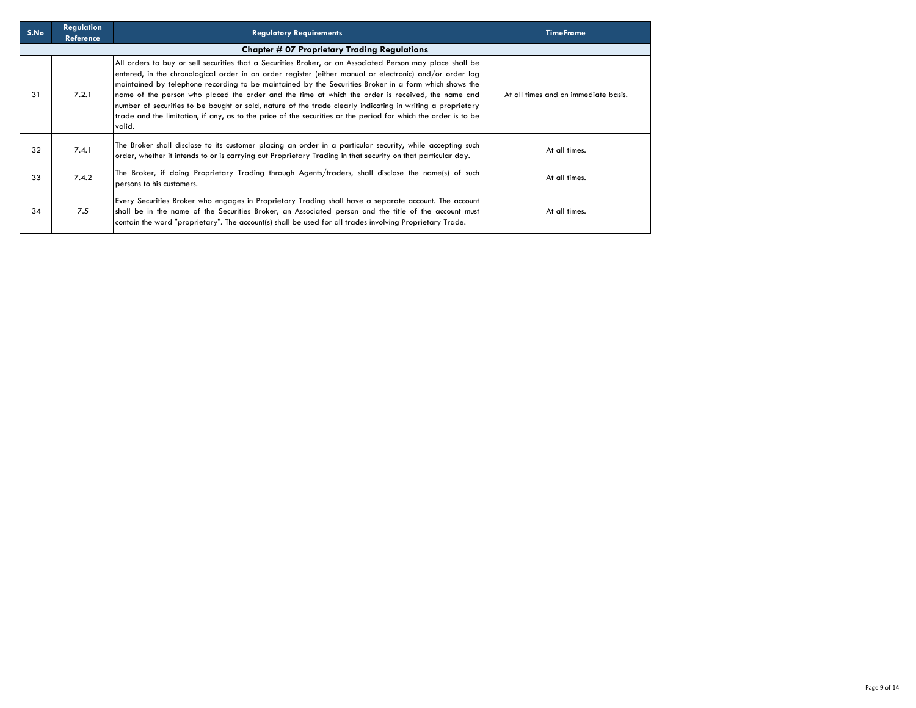| S.No | Regulation Reference | Regulatory Requirements | TimeFrame |
|---|---|---|---|
| **Chapter # 07 Proprietary Trading Regulations** | | | |
| 31 | 7.2.1 | All orders to buy or sell securities that a Securities Broker, or an Associated Person may place shall be entered, in the chronological order in an order register (either manual or electronic) and/or order log maintained by telephone recording to be maintained by the Securities Broker in a form which shows the name of the person who placed the order and the time at which the order is received, the name and number of securities to be bought or sold, nature of the trade clearly indicating in writing a proprietary trade and the limitation, if any, as to the price of the securities or the period for which the order is to be valid. | At all times and on immediate basis. |
| 32 | 7.4.1 | The Broker shall disclose to its customer placing an order in a particular security, while accepting such order, whether it intends to or is carrying out Proprietary Trading in that security on that particular day. | At all times. |
| 33 | 7.4.2 | The Broker, if doing Proprietary Trading through Agents/traders, shall disclose the name(s) of such persons to his customers. | At all times. |
| 34 | 7.5 | Every Securities Broker who engages in Proprietary Trading shall have a separate account. The account shall be in the name of the Securities Broker, an Associated person and the title of the account must contain the word "proprietary". The account(s) shall be used for all trades involving Proprietary Trade. | At all times. |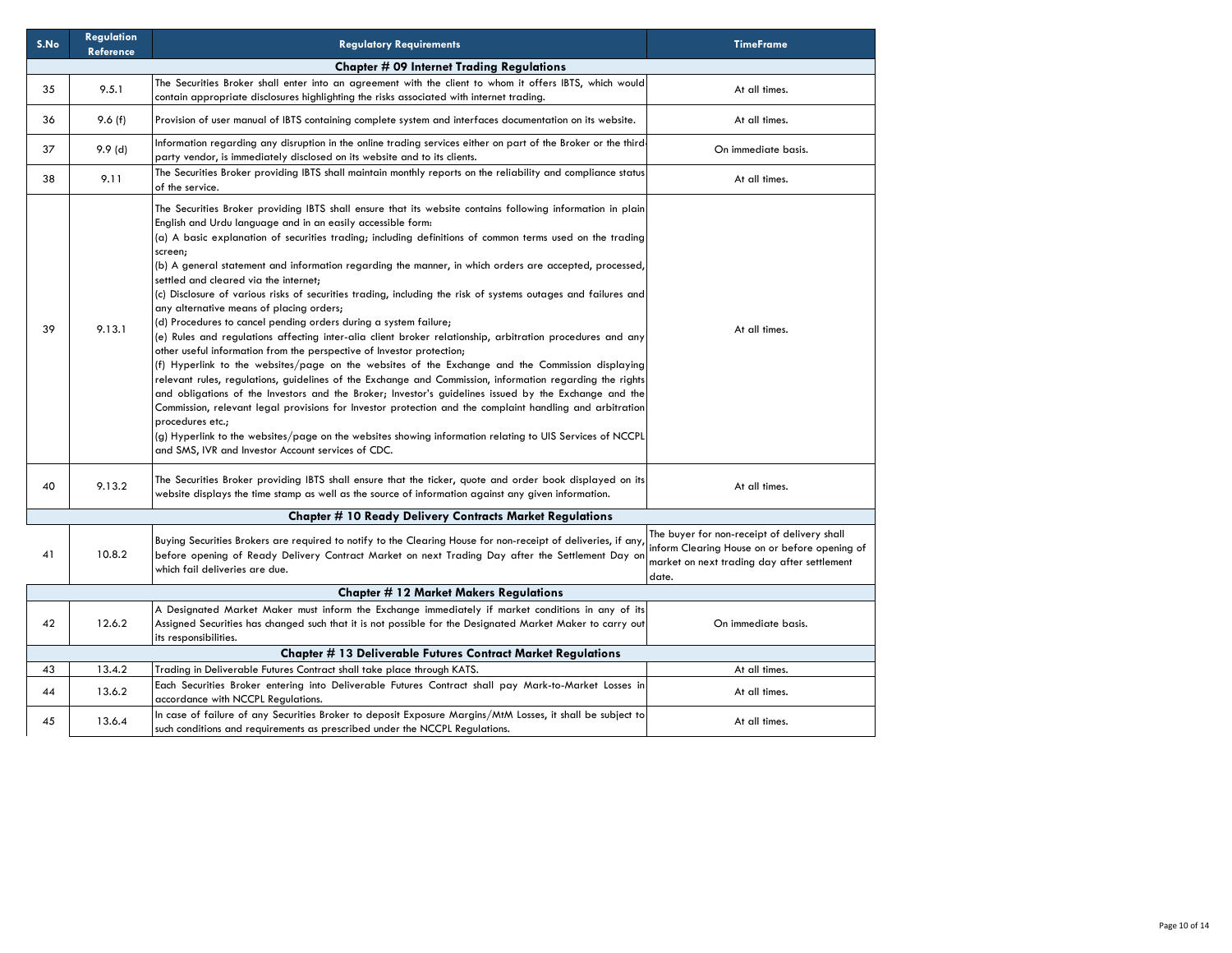| S.No | Regulation Reference | Regulatory Requirements | TimeFrame |
|---|---|---|---|
| **Chapter # 09 Internet Trading Regulations** | | | |
| 35 | 9.5.1 | The Securities Broker shall enter into an agreement with the client to whom it offers IBTS, which would contain appropriate disclosures highlighting the risks associated with internet trading. | At all times. |
| 36 | 9.6 (f) | Provision of user manual of IBTS containing complete system and interfaces documentation on its website. | At all times. |
| 37 | 9.9 (d) | Information regarding any disruption in the online trading services either on part of the Broker or the third-party vendor, is immediately disclosed on its website and to its clients. | On immediate basis. |
| 38 | 9.11 | The Securities Broker providing IBTS shall maintain monthly reports on the reliability and compliance status of the service. | At all times. |
| 39 | 9.13.1 | The Securities Broker providing IBTS shall ensure that its website contains following information in plain English and Urdu language and in an easily accessible form:<br>(a) A basic explanation of securities trading; including definitions of common terms used on the trading screen;<br>(b) A general statement and information regarding the manner, in which orders are accepted, processed, settled and cleared via the internet;<br>(c) Disclosure of various risks of securities trading, including the risk of systems outages and failures and any alternative means of placing orders;<br>(d) Procedures to cancel pending orders during a system failure;<br>(e) Rules and regulations affecting inter-alia client broker relationship, arbitration procedures and any other useful information from the perspective of Investor protection;<br>(f) Hyperlink to the websites/page on the websites of the Exchange and the Commission displaying relevant rules, regulations, guidelines of the Exchange and Commission, information regarding the rights and obligations of the Investors and the Broker; Investor's guidelines issued by the Exchange and the Commission, relevant legal provisions for Investor protection and the complaint handling and arbitration procedures etc.;<br>(g) Hyperlink to the websites/page on the websites showing information relating to UIS Services of NCCPL and SMS, IVR and Investor Account services of CDC. | At all times. |
| 40 | 9.13.2 | The Securities Broker providing IBTS shall ensure that the ticker, quote and order book displayed on its website displays the time stamp as well as the source of information against any given information. | At all times. |
| **Chapter # 10 Ready Delivery Contracts Market Regulations** | | | |
| 41 | 10.8.2 | Buying Securities Brokers are required to notify to the Clearing House for non-receipt of deliveries, if any, before opening of Ready Delivery Contract Market on next Trading Day after the Settlement Day on which fail deliveries are due. | The buyer for non-receipt of delivery shall inform Clearing House on or before opening of market on next trading day after settlement date. |
| **Chapter # 12 Market Makers Regulations** | | | |
| 42 | 12.6.2 | A Designated Market Maker must inform the Exchange immediately if market conditions in any of its Assigned Securities has changed such that it is not possible for the Designated Market Maker to carry out its responsibilities. | On immediate basis. |
| **Chapter # 13 Deliverable Futures Contract Market Regulations** | | | |
| 43 | 13.4.2 | Trading in Deliverable Futures Contract shall take place through KATS. | At all times. |
| 44 | 13.6.2 | Each Securities Broker entering into Deliverable Futures Contract shall pay Mark-to-Market Losses in accordance with NCCPL Regulations. | At all times. |
| 45 | 13.6.4 | In case of failure of any Securities Broker to deposit Exposure Margins/MtM Losses, it shall be subject to such conditions and requirements as prescribed under the NCCPL Regulations. | At all times. |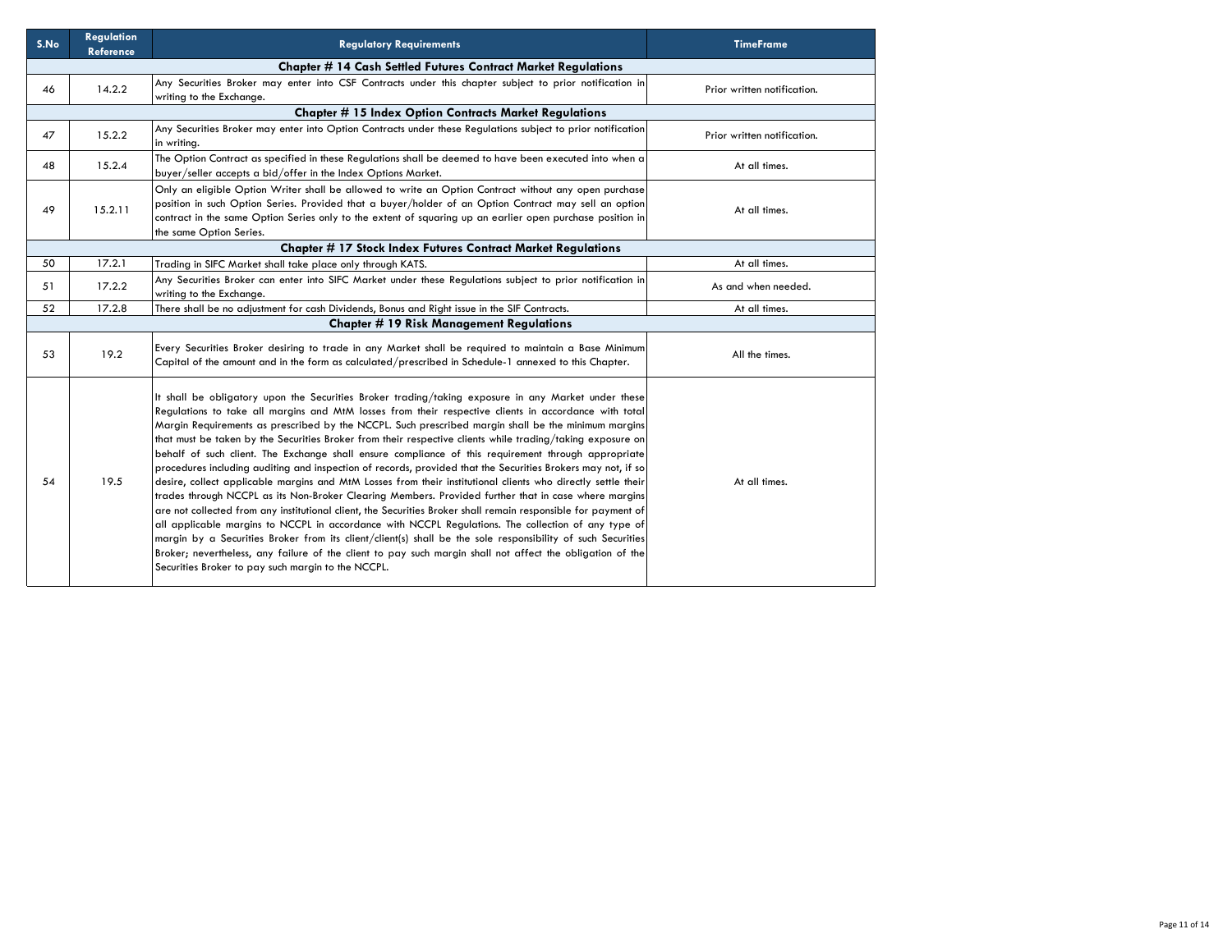| S.No | Regulation Reference | Regulatory Requirements | TimeFrame |
|---|---|---|---|
| | | **Chapter # 14 Cash Settled Futures Contract Market Regulations** | |
| 46 | 14.2.2 | Any Securities Broker may enter into CSF Contracts under this chapter subject to prior notification in writing to the Exchange. | Prior written notification. |
| | | **Chapter # 15 Index Option Contracts Market Regulations** | |
| 47 | 15.2.2 | Any Securities Broker may enter into Option Contracts under these Regulations subject to prior notification in writing. | Prior written notification. |
| 48 | 15.2.4 | The Option Contract as specified in these Regulations shall be deemed to have been executed into when a buyer/seller accepts a bid/offer in the Index Options Market. | At all times. |
| 49 | 15.2.11 | Only an eligible Option Writer shall be allowed to write an Option Contract without any open purchase position in such Option Series. Provided that a buyer/holder of an Option Contract may sell an option contract in the same Option Series only to the extent of squaring up an earlier open purchase position in the same Option Series. | At all times. |
| | | **Chapter # 17 Stock Index Futures Contract Market Regulations** | |
| 50 | 17.2.1 | Trading in SIFC Market shall take place only through KATS. | At all times. |
| 51 | 17.2.2 | Any Securities Broker can enter into SIFC Market under these Regulations subject to prior notification in writing to the Exchange. | As and when needed. |
| 52 | 17.2.8 | There shall be no adjustment for cash Dividends, Bonus and Right issue in the SIF Contracts. | At all times. |
| | | **Chapter # 19 Risk Management Regulations** | |
| 53 | 19.2 | Every Securities Broker desiring to trade in any Market shall be required to maintain a Base Minimum Capital of the amount and in the form as calculated/prescribed in Schedule-1 annexed to this Chapter. | All the times. |
| 54 | 19.5 | It shall be obligatory upon the Securities Broker trading/taking exposure in any Market under these Regulations to take all margins and MtM losses from their respective clients in accordance with total Margin Requirements as prescribed by the NCCPL. Such prescribed margin shall be the minimum margins that must be taken by the Securities Broker from their respective clients while trading/taking exposure on behalf of such client. The Exchange shall ensure compliance of this requirement through appropriate procedures including auditing and inspection of records, provided that the Securities Brokers may not, if so desire, collect applicable margins and MtM Losses from their institutional clients who directly settle their trades through NCCPL as its Non-Broker Clearing Members. Provided further that in case where margins are not collected from any institutional client, the Securities Broker shall remain responsible for payment of all applicable margins to NCCPL in accordance with NCCPL Regulations. The collection of any type of margin by a Securities Broker from its client/client(s) shall be the sole responsibility of such Securities Broker; nevertheless, any failure of the client to pay such margin shall not affect the obligation of the Securities Broker to pay such margin to the NCCPL. | At all times. |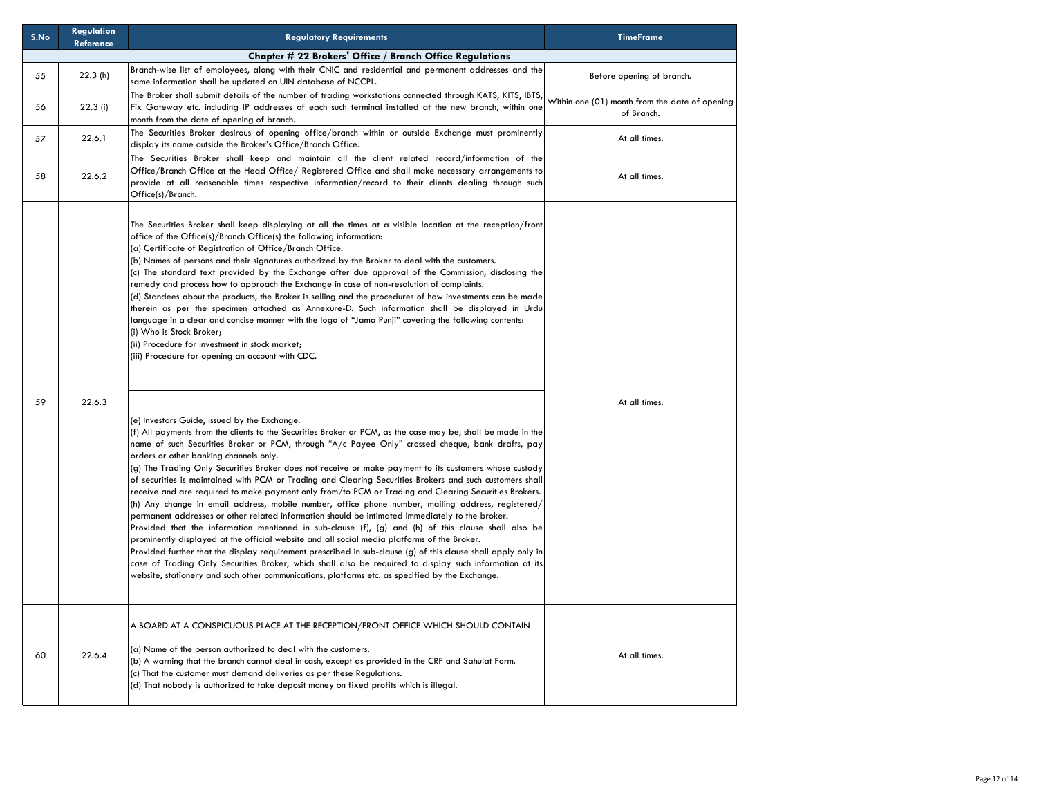| S.No | Regulation Reference | Regulatory Requirements | TimeFrame |
|---|---|---|---|
| **Chapter # 22 Brokers' Office / Branch Office Regulations** | | | |
| 55 | 22.3 (h) | Branch-wise list of employees, along with their CNIC and residential and permanent addresses and the same information shall be updated on UIN database of NCCPL. | Before opening of branch. |
| 56 | 22.3 (i) | The Broker shall submit details of the number of trading workstations connected through KATS, KITS, IBTS, Fix Gateway etc. including IP addresses of each such terminal installed at the new branch, within one month from the date of opening of branch. | Within one (01) month from the date of opening of Branch. |
| 57 | 22.6.1 | The Securities Broker desirous of opening office/branch within or outside Exchange must prominently display its name outside the Broker's Office/Branch Office. | At all times. |
| 58 | 22.6.2 | The Securities Broker shall keep and maintain all the client related record/information of the Office/Branch Office at the Head Office/ Registered Office and shall make necessary arrangements to provide at all reasonable times respective information/record to their clients dealing through such Office(s)/Branch. | At all times. |
| 59 | 22.6.3 | The Securities Broker shall keep displaying at all the times at a visible location at the reception/front office of the Office(s)/Branch Office(s) the following information:<br>(a) Certificate of Registration of Office/Branch Office.<br>(b) Names of persons and their signatures authorized by the Broker to deal with the customers.<br>(c) The standard text provided by the Exchange after due approval of the Commission, disclosing the remedy and process how to approach the Exchange in case of non-resolution of complaints.<br>(d) Standees about the products, the Broker is selling and the procedures of how investments can be made therein as per the specimen attached as Annexure-D. Such information shall be displayed in Urdu language in a clear and concise manner with the logo of "Jama Punji" covering the following contents:<br>(i) Who is Stock Broker;<br>(ii) Procedure for investment in stock market;<br>(iii) Procedure for opening an account with CDC.<br><br>(e) Investors Guide, issued by the Exchange.<br>(f) All payments from the clients to the Securities Broker or PCM, as the case may be, shall be made in the name of such Securities Broker or PCM, through "A/c Payee Only" crossed cheque, bank drafts, pay orders or other banking channels only.<br>(g) The Trading Only Securities Broker does not receive or make payment to its customers whose custody of securities is maintained with PCM or Trading and Clearing Securities Brokers and such customers shall receive and are required to make payment only from/to PCM or Trading and Clearing Securities Brokers.<br>(h) Any change in email address, mobile number, office phone number, mailing address, registered/ permanent addresses or other related information should be intimated immediately to the broker.<br>Provided that the information mentioned in sub-clause (f), (g) and (h) of this clause shall also be prominently displayed at the official website and all social media platforms of the Broker.<br>Provided further that the display requirement prescribed in sub-clause (g) of this clause shall apply only in case of Trading Only Securities Broker, which shall also be required to display such information at its website, stationery and such other communications, platforms etc. as specified by the Exchange. | At all times. |
| 60 | 22.6.4 | A BOARD AT A CONSPICUOUS PLACE AT THE RECEPTION/FRONT OFFICE WHICH SHOULD CONTAIN<br><br>(a) Name of the person authorized to deal with the customers.<br>(b) A warning that the branch cannot deal in cash, except as provided in the CRF and Sahulat Form.<br>(c) That the customer must demand deliveries as per these Regulations.<br>(d) That nobody is authorized to take deposit money on fixed profits which is illegal. | At all times. |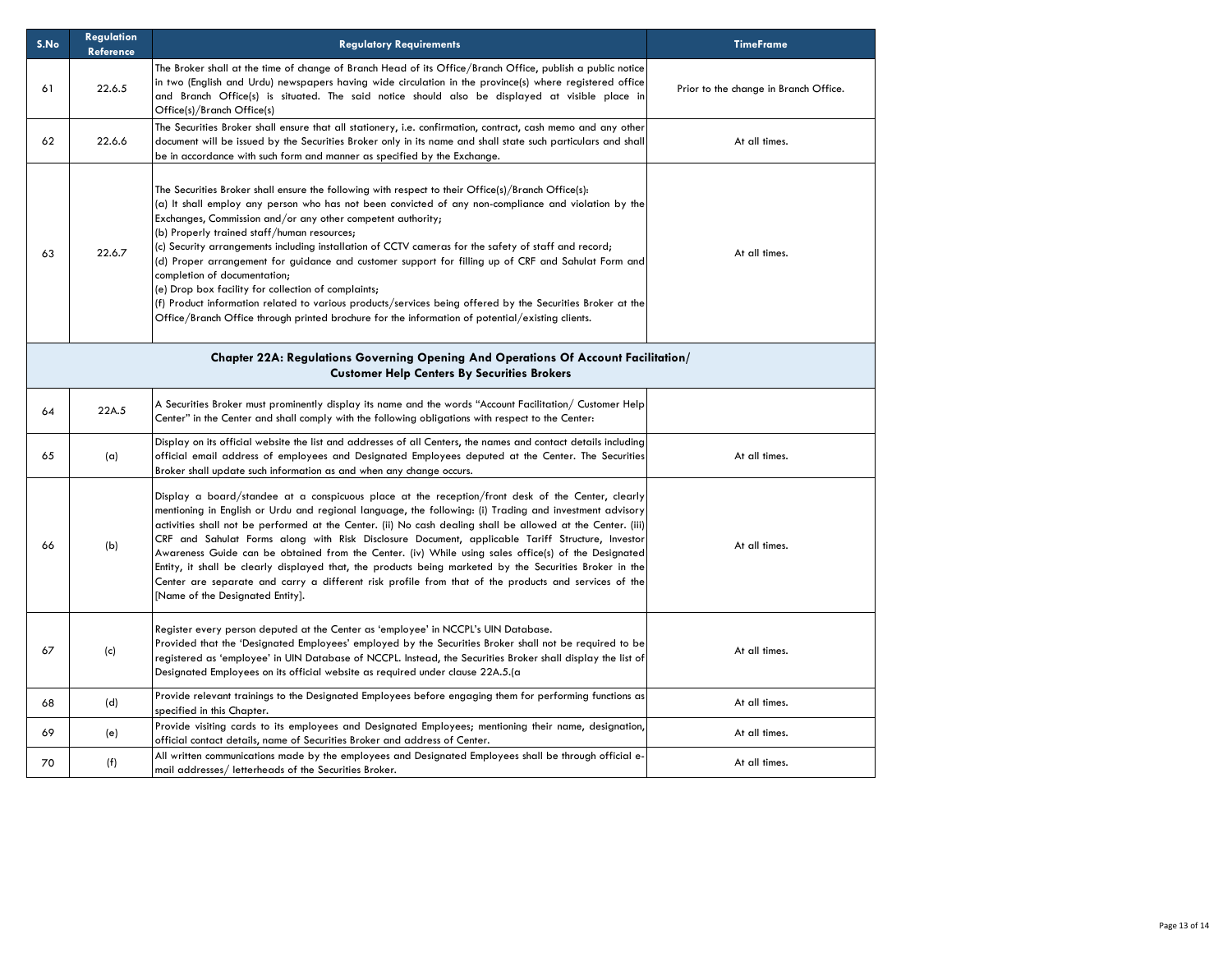| S.No | Regulation Reference | Regulatory Requirements | TimeFrame |
|---|---|---|---|
| 61 | 22.6.5 | The Broker shall at the time of change of Branch Head of its Office/Branch Office, publish a public notice in two (English and Urdu) newspapers having wide circulation in the province(s) where registered office and Branch Office(s) is situated. The said notice should also be displayed at visible place in Office(s)/Branch Office(s) | Prior to the change in Branch Office. |
| 62 | 22.6.6 | The Securities Broker shall ensure that all stationery, i.e. confirmation, contract, cash memo and any other document will be issued by the Securities Broker only in its name and shall state such particulars and shall be in accordance with such form and manner as specified by the Exchange. | At all times. |
| 63 | 22.6.7 | The Securities Broker shall ensure the following with respect to their Office(s)/Branch Office(s):<br>(a) It shall employ any person who has not been convicted of any non-compliance and violation by the Exchanges, Commission and/or any other competent authority;<br>(b) Properly trained staff/human resources;<br>(c) Security arrangements including installation of CCTV cameras for the safety of staff and record;<br>(d) Proper arrangement for guidance and customer support for filling up of CRF and Sahulat Form and completion of documentation;<br>(e) Drop box facility for collection of complaints;<br>(f) Product information related to various products/services being offered by the Securities Broker at the Office/Branch Office through printed brochure for the information of potential/existing clients. | At all times. |
| | | **Chapter 22A: Regulations Governing Opening And Operations Of Account Facilitation/ Customer Help Centers By Securities Brokers** | |
| 64 | 22A.5 | A Securities Broker must prominently display its name and the words "Account Facilitation/ Customer Help Center" in the Center and shall comply with the following obligations with respect to the Center: | |
| 65 | (a) | Display on its official website the list and addresses of all Centers, the names and contact details including official email address of employees and Designated Employees deputed at the Center. The Securities Broker shall update such information as and when any change occurs. | At all times. |
| 66 | (b) | Display a board/standee at a conspicuous place at the reception/front desk of the Center, clearly mentioning in English or Urdu and regional language, the following: (i) Trading and investment advisory activities shall not be performed at the Center. (ii) No cash dealing shall be allowed at the Center. (iii) CRF and Sahulat Forms along with Risk Disclosure Document, applicable Tariff Structure, Investor Awareness Guide can be obtained from the Center. (iv) While using sales office(s) of the Designated Entity, it shall be clearly displayed that, the products being marketed by the Securities Broker in the Center are separate and carry a different risk profile from that of the products and services of the [Name of the Designated Entity]. | At all times. |
| 67 | (c) | Register every person deputed at the Center as 'employee' in NCCPL's UIN Database.<br>Provided that the 'Designated Employees' employed by the Securities Broker shall not be required to be registered as 'employee' in UIN Database of NCCPL. Instead, the Securities Broker shall display the list of Designated Employees on its official website as required under clause 22A.5.(a | At all times. |
| 68 | (d) | Provide relevant trainings to the Designated Employees before engaging them for performing functions as specified in this Chapter. | At all times. |
| 69 | (e) | Provide visiting cards to its employees and Designated Employees; mentioning their name, designation, official contact details, name of Securities Broker and address of Center. | At all times. |
| 70 | (f) | All written communications made by the employees and Designated Employees shall be through official e-mail addresses/ letterheads of the Securities Broker. | At all times. |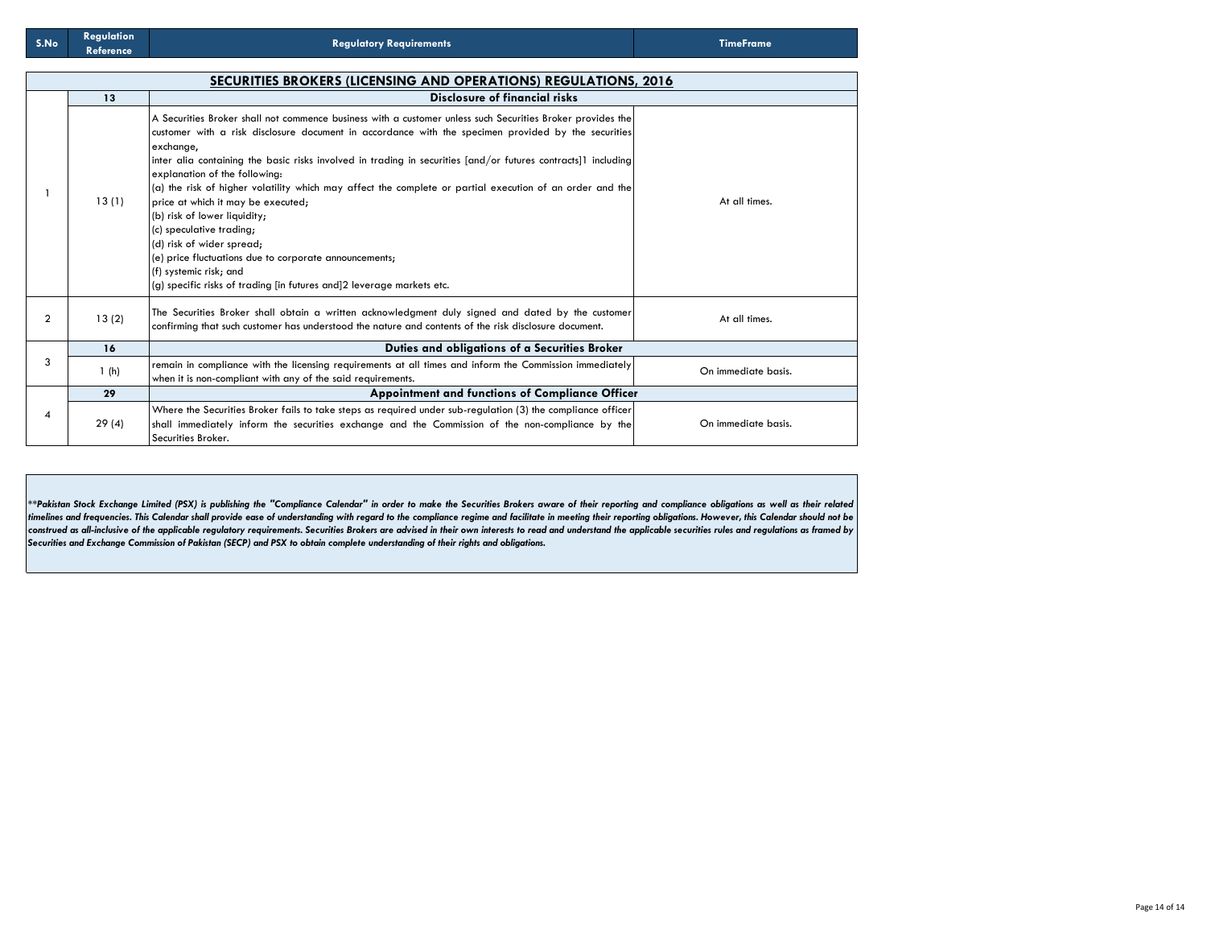| S.No | Regulation Reference | Regulatory Requirements | TimeFrame |
|---|---|---|---|
| | | **SECURITIES BROKERS (LICENSING AND OPERATIONS) REGULATIONS, 2016** | |
| | **13** | **Disclosure of financial risks** | |
| 1 | 13 (1) | A Securities Broker shall not commence business with a customer unless such Securities Broker provides the customer with a risk disclosure document in accordance with the specimen provided by the securities exchange,<br>inter alia containing the basic risks involved in trading in securities [and/or futures contracts]1 including explanation of the following:<br>(a) the risk of higher volatility which may affect the complete or partial execution of an order and the price at which it may be executed;<br>(b) risk of lower liquidity;<br>(c) speculative trading;<br>(d) risk of wider spread;<br>(e) price fluctuations due to corporate announcements;<br>(f) systemic risk; and<br>(g) specific risks of trading [in futures and]2 leverage markets etc. | At all times. |
| 2 | 13 (2) | The Securities Broker shall obtain a written acknowledgment duly signed and dated by the customer confirming that such customer has understood the nature and contents of the risk disclosure document. | At all times. |
| | **16** | **Duties and obligations of a Securities Broker** | |
| 3 | 1 (h) | remain in compliance with the licensing requirements at all times and inform the Commission immediately when it is non-compliant with any of the said requirements. | On immediate basis. |
| | **29** | **Appointment and functions of Compliance Officer** | |
| 4 | 29 (4) | Where the Securities Broker fails to take steps as required under sub-regulation (3) the compliance officer shall immediately inform the securities exchange and the Commission of the non-compliance by the Securities Broker. | On immediate basis. |

***Pakistan Stock Exchange Limited (PSX) is publishing the "Compliance Calendar" in order to make the Securities Brokers aware of their reporting and compliance obligations as well as their related timelines and frequencies. This Calendar shall provide ease of understanding with regard to the compliance regime and facilitate in meeting their reporting obligations. However, this Calendar should not be construed as all-inclusive of the applicable regulatory requirements. Securities Brokers are advised in their own interests to read and understand the applicable securities rules and regulations as framed by Securities and Exchange Commission of Pakistan (SECP) and PSX to obtain complete understanding of their rights and obligations.*